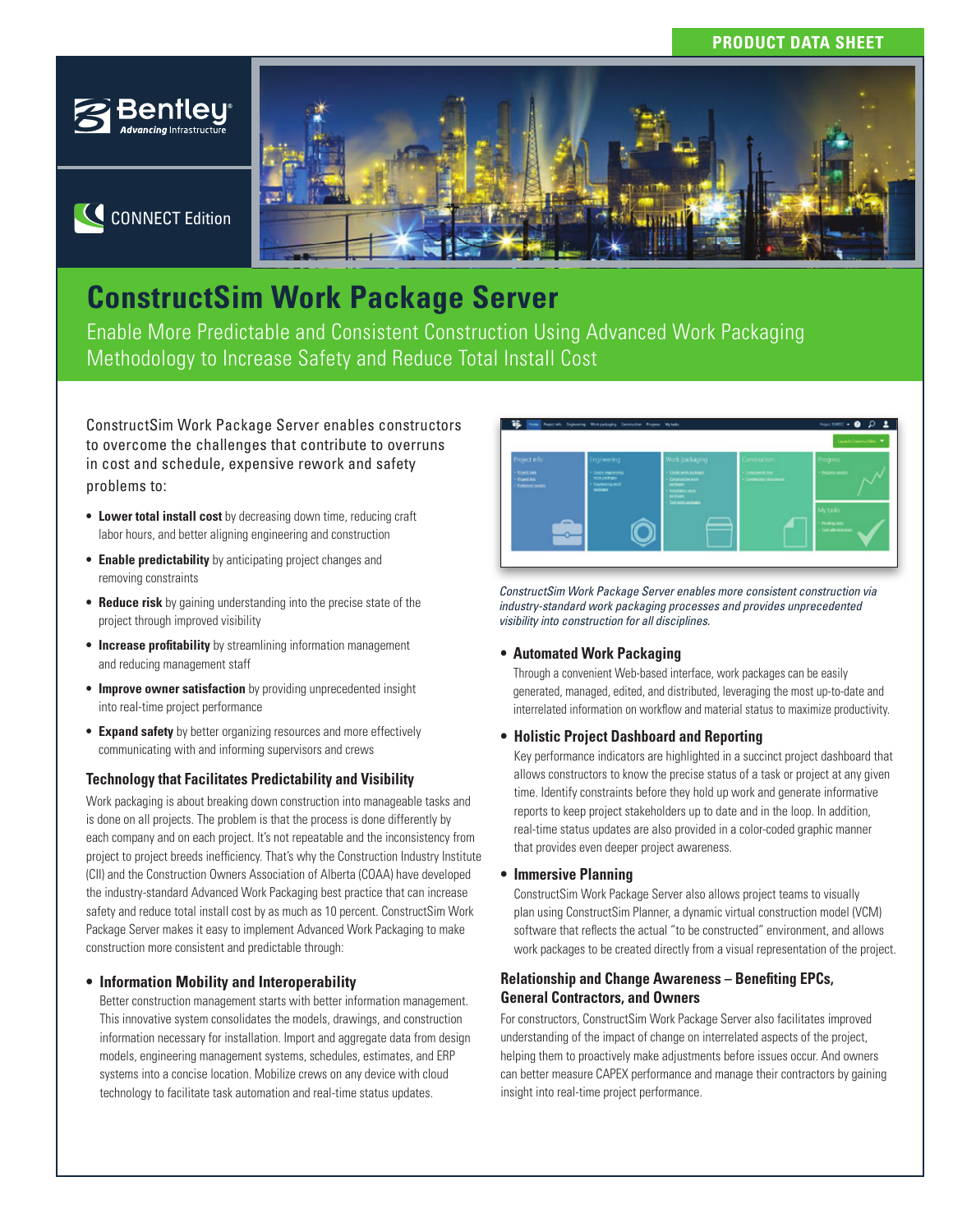PRODUCT DATA SHEET

CONNECT Edition

# ConstructSim Work Package Server

## Enable More Predictable and Consistent Construction Using Advanced Work Packaging Methodology to Increase Safety and Reduce Total Install Cost

ConstructSim Work Package Server enables constructors to overcome the challenges that contribute to overruns in cost and schedule, expensive rework and safety problems to:

- **Lower total install cost** by decreasing down time, reducing craft labor hours, and better aligning engineering and construction
- **Enable predictability** by anticipating project changes and removing constraints
- **Reduce risk** by gaining understanding into the precise state of the project through improved visibility
- **Increase profitability** by streamlining information management and reducing management staff
- **Improve owner satisfaction** by providing unprecedented insight into real-time project performance
- **Expand safety** by better organizing resources and more effectively communicating with and informing supervisors and crews

### Technology that Facilitates Predictability and Visibility

Work packaging is about breaking down construction into manageable tasks and is done on all projects. The problem is that the process is done differently by each company and on each project. It's not repeatable and the inconsistency from project to project breeds inefficiency. That's why the Construction Industry Institute (CII) and the Construction Owners Association of Alberta (COAA) have developed the industry-standard Advanced Work Packaging best practice that can increase safety and reduce total install cost by as much as 10 percent. ConstructSim Work Package Server makes it easy to implement Advanced Work Packaging to make construction more consistent and predictable through:

- **Information Mobility and Interoperability**
  Better construction management starts with better information management. This innovative system consolidates the models, drawings, and construction information necessary for installation. Import and aggregate data from design models, engineering management systems, schedules, estimates, and ERP systems into a concise location. Mobilize crews on any device with cloud technology to facilitate task automation and real-time status updates.

*ConstructSim Work Package Server enables more consistent construction via industry-standard work packaging processes and provides unprecedented visibility into construction for all disciplines.*

- **Automated Work Packaging**
  Through a convenient Web-based interface, work packages can be easily generated, managed, edited, and distributed, leveraging the most up-to-date and interrelated information on workflow and material status to maximize productivity.
- **Holistic Project Dashboard and Reporting**
  Key performance indicators are highlighted in a succinct project dashboard that allows constructors to know the precise status of a task or project at any given time. Identify constraints before they hold up work and generate informative reports to keep project stakeholders up to date and in the loop. In addition, real-time status updates are also provided in a color-coded graphic manner that provides even deeper project awareness.
- **Immersive Planning**
  ConstructSim Work Package Server also allows project teams to visually plan using ConstructSim Planner, a dynamic virtual construction model (VCM) software that reflects the actual "to be constructed" environment, and allows work packages to be created directly from a visual representation of the project.

### Relationship and Change Awareness – Benefiting EPCs, General Contractors, and Owners

For constructors, ConstructSim Work Package Server also facilitates improved understanding of the impact of change on interrelated aspects of the project, helping them to proactively make adjustments before issues occur. And owners can better measure CAPEX performance and manage their contractors by gaining insight into real-time project performance.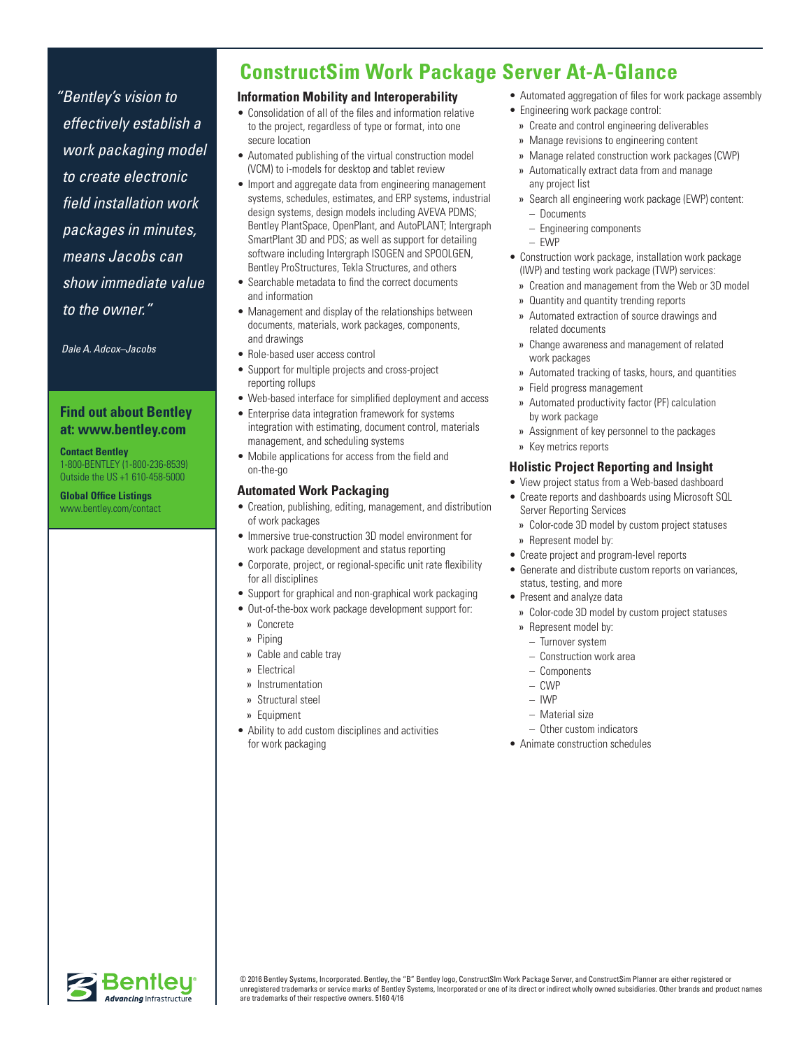*"Bentley's vision to effectively establish a work packaging model to create electronic field installation work packages in minutes, means Jacobs can show immediate value to the owner."*

*Dale A. Adcox–Jacobs*

**Find out about Bentley at: www.bentley.com**

**Contact Bentley**
1-800-BENTLEY (1-800-236-8539)
Outside the US +1 610-458-5000

**Global Office Listings**
www.bentley.com/contact

# ConstructSim Work Package Server At-A-Glance

### Information Mobility and Interoperability

- Consolidation of all of the files and information relative to the project, regardless of type or format, into one secure location
- Automated publishing of the virtual construction model (VCM) to i-models for desktop and tablet review
- Import and aggregate data from engineering management systems, schedules, estimates, and ERP systems, industrial design systems, design models including AVEVA PDMS; Bentley PlantSpace, OpenPlant, and AutoPLANT; Intergraph SmartPlant 3D and PDS; as well as support for detailing software including Intergraph ISOGEN and SPOOLGEN, Bentley ProStructures, Tekla Structures, and others
- Searchable metadata to find the correct documents and information
- Management and display of the relationships between documents, materials, work packages, components, and drawings
- Role-based user access control
- Support for multiple projects and cross-project reporting rollups
- Web-based interface for simplified deployment and access
- Enterprise data integration framework for systems integration with estimating, document control, materials management, and scheduling systems
- Mobile applications for access from the field and on-the-go

### Automated Work Packaging

- Creation, publishing, editing, management, and distribution of work packages
- Immersive true-construction 3D model environment for work package development and status reporting
- Corporate, project, or regional-specific unit rate flexibility for all disciplines
- Support for graphical and non-graphical work packaging
- Out-of-the-box work package development support for:
  - Concrete
  - Piping
  - Cable and cable tray
  - Electrical
  - Instrumentation
  - Structural steel
  - Equipment
- Ability to add custom disciplines and activities for work packaging
- Automated aggregation of files for work package assembly
- Engineering work package control:
  - Create and control engineering deliverables
  - Manage revisions to engineering content
  - Manage related construction work packages (CWP)
  - Automatically extract data from and manage any project list
  - Search all engineering work package (EWP) content:
    - Documents
    - Engineering components
    - EWP
- Construction work package, installation work package (IWP) and testing work package (TWP) services:
  - Creation and management from the Web or 3D model
  - Quantity and quantity trending reports
  - Automated extraction of source drawings and related documents
  - Change awareness and management of related work packages
  - Automated tracking of tasks, hours, and quantities
  - Field progress management
  - Automated productivity factor (PF) calculation by work package
  - Assignment of key personnel to the packages
  - Key metrics reports

### Holistic Project Reporting and Insight

- View project status from a Web-based dashboard
- Create reports and dashboards using Microsoft SQL Server Reporting Services
  - Color-code 3D model by custom project statuses
  - Represent model by:
- Create project and program-level reports
- Generate and distribute custom reports on variances, status, testing, and more
- Present and analyze data
  - Color-code 3D model by custom project statuses
  - Represent model by:
    - Turnover system
    - Construction work area
    - Components
    - CWP
    - IWP
    - Material size
    - Other custom indicators
- Animate construction schedules

© 2016 Bentley Systems, Incorporated. Bentley, the "B" Bentley logo, ConstructSIm Work Package Server, and ConstructSim Planner are either registered or unregistered trademarks or service marks of Bentley Systems, Incorporated or one of its direct or indirect wholly owned subsidiaries. Other brands and product names are trademarks of their respective owners. 5160 4/16